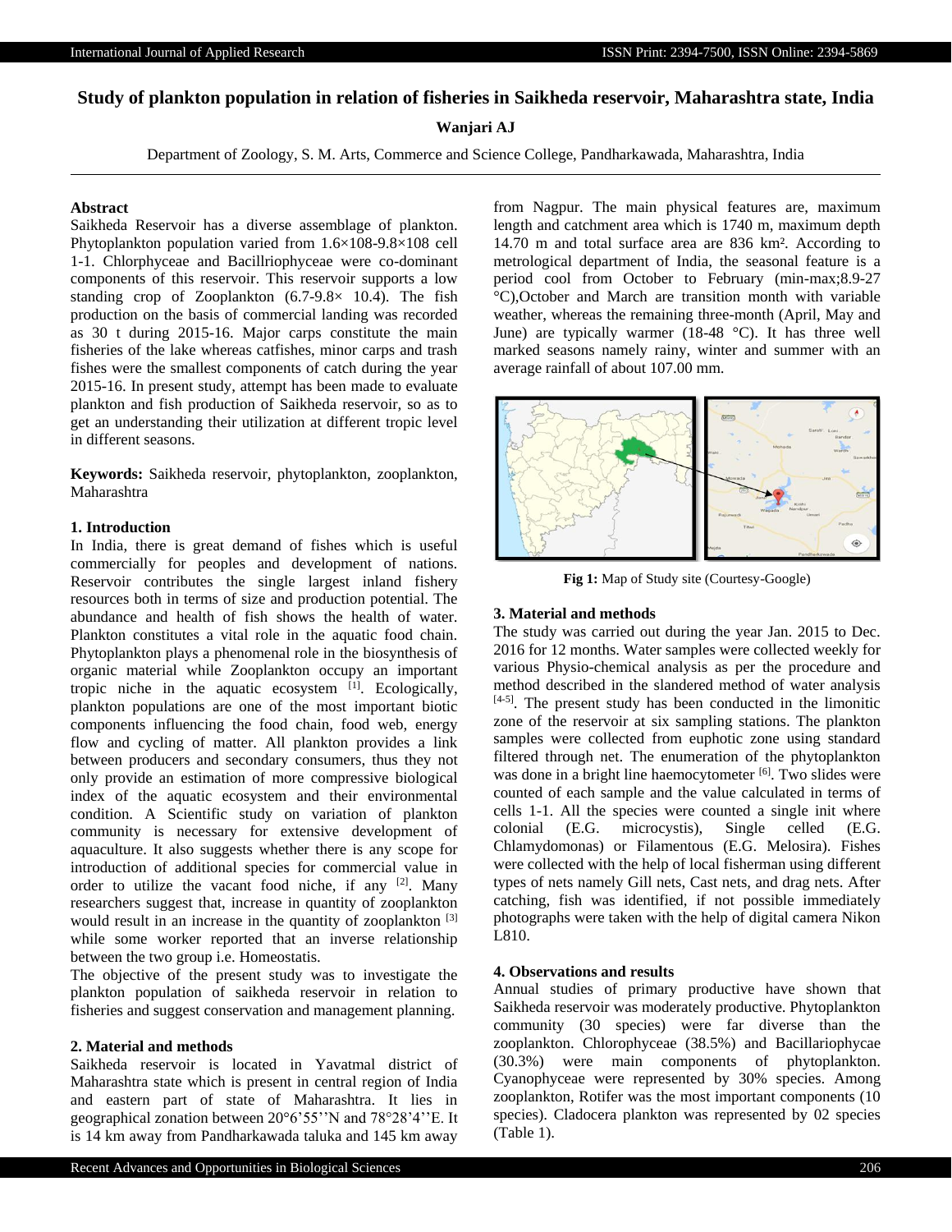# Study of plankton population in relation of fisheries in Saikheda reservoir, Maharashtra state, India

**Wanjari AJ**

Department of Zoology, S. M. Arts, Commerce and Science College, Pandharkawada, Maharashtra, India

## Abstract

Saikheda Reservoir has a diverse assemblage of plankton. Phytoplankton population varied from 1.6×108-9.8×108 cell 1-1. Chlorphyceae and Bacillriophyceae were co-dominant components of this reservoir. This reservoir supports a low standing crop of Zooplankton (6.7-9.8× 10.4). The fish production on the basis of commercial landing was recorded as 30 t during 2015-16. Major carps constitute the main fisheries of the lake whereas catfishes, minor carps and trash fishes were the smallest components of catch during the year 2015-16. In present study, attempt has been made to evaluate plankton and fish production of Saikheda reservoir, so as to get an understanding their utilization at different tropic level in different seasons.

**Keywords:** Saikheda reservoir, phytoplankton, zooplankton, Maharashtra

## 1. Introduction

In India, there is great demand of fishes which is useful commercially for peoples and development of nations. Reservoir contributes the single largest inland fishery resources both in terms of size and production potential. The abundance and health of fish shows the health of water. Plankton constitutes a vital role in the aquatic food chain. Phytoplankton plays a phenomenal role in the biosynthesis of organic material while Zooplankton occupy an important tropic niche in the aquatic ecosystem [1]. Ecologically, plankton populations are one of the most important biotic components influencing the food chain, food web, energy flow and cycling of matter. All plankton provides a link between producers and secondary consumers, thus they not only provide an estimation of more compressive biological index of the aquatic ecosystem and their environmental condition. A Scientific study on variation of plankton community is necessary for extensive development of aquaculture. It also suggests whether there is any scope for introduction of additional species for commercial value in order to utilize the vacant food niche, if any [2]. Many researchers suggest that, increase in quantity of zooplankton would result in an increase in the quantity of zooplankton [3] while some worker reported that an inverse relationship between the two group i.e. Homeostatis.

The objective of the present study was to investigate the plankton population of saikheda reservoir in relation to fisheries and suggest conservation and management planning.

## 2. Material and methods

Saikheda reservoir is located in Yavatmal district of Maharashtra state which is present in central region of India and eastern part of state of Maharashtra. It lies in geographical zonation between 20°6'55''N and 78°28'4''E. It is 14 km away from Pandharkawada taluka and 145 km away from Nagpur. The main physical features are, maximum length and catchment area which is 1740 m, maximum depth 14.70 m and total surface area are 836 km². According to metrological department of India, the seasonal feature is a period cool from October to February (min-max;8.9-27 °C),October and March are transition month with variable weather, whereas the remaining three-month (April, May and June) are typically warmer (18-48 °C). It has three well marked seasons namely rainy, winter and summer with an average rainfall of about 107.00 mm.

**Fig 1:** Map of Study site (Courtesy-Google)

## 3. Material and methods

The study was carried out during the year Jan. 2015 to Dec. 2016 for 12 months. Water samples were collected weekly for various Physio-chemical analysis as per the procedure and method described in the slandered method of water analysis [4-5]. The present study has been conducted in the limonitic zone of the reservoir at six sampling stations. The plankton samples were collected from euphotic zone using standard filtered through net. The enumeration of the phytoplankton was done in a bright line haemocytometer [6]. Two slides were counted of each sample and the value calculated in terms of cells 1-1. All the species were counted a single init where colonial (E.G. microcystis), Single celled (E.G. Chlamydomonas) or Filamentous (E.G. Melosira). Fishes were collected with the help of local fisherman using different types of nets namely Gill nets, Cast nets, and drag nets. After catching, fish was identified, if not possible immediately photographs were taken with the help of digital camera Nikon L810.

## 4. Observations and results

Annual studies of primary productive have shown that Saikheda reservoir was moderately productive. Phytoplankton community (30 species) were far diverse than the zooplankton. Chlorophyceae (38.5%) and Bacillariophycae (30.3%) were main components of phytoplankton. Cyanophyceae were represented by 30% species. Among zooplankton, Rotifer was the most important components (10 species). Cladocera plankton was represented by 02 species (Table 1).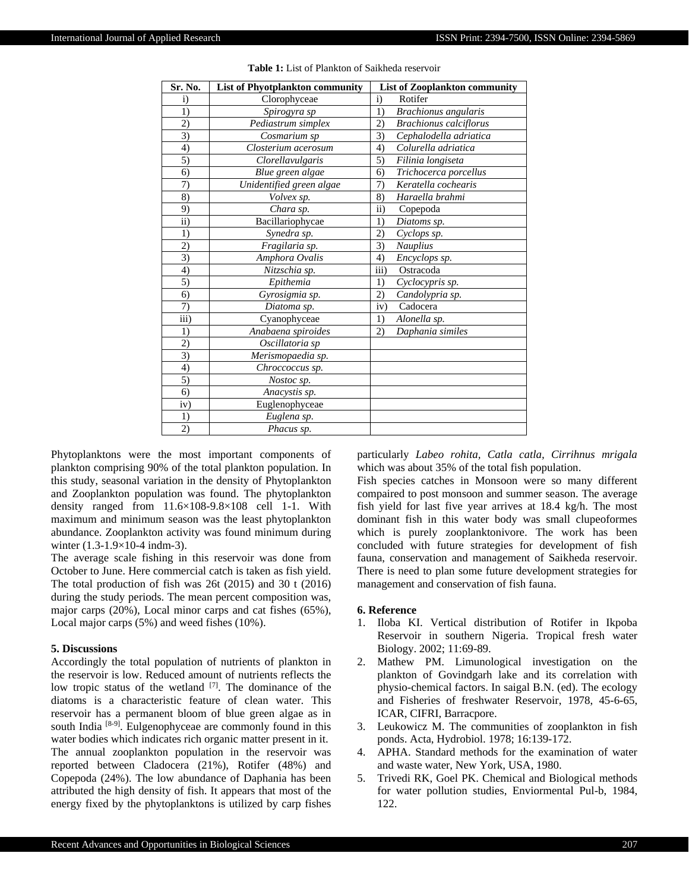**Table 1:** List of Plankton of Saikheda reservoir

| Sr. No. | List of Phyotplankton community | List of Zooplankton community |
|---|---|---|
| i) | Clorophyceae | i) Rotifer |
| 1) | *Spirogyra sp* | 1) *Brachionus angularis* |
| 2) | *Pediastrum simplex* | 2) *Brachionus calciflorus* |
| 3) | *Cosmarium sp* | 3) *Cephalodella adriatica* |
| 4) | *Closterium acerosum* | 4) *Colurella adriatica* |
| 5) | *Clorellavulgaris* | 5) *Filinia longiseta* |
| 6) | *Blue green algae* | 6) *Trichocerca porcellus* |
| 7) | *Unidentified green algae* | 7) *Keratella cochearis* |
| 8) | *Volvex sp.* | 8) *Haraella brahmi* |
| 9) | *Chara sp.* | ii) Copepoda |
| ii) | Bacillariophycae | 1) *Diatoms sp.* |
| 1) | *Synedra sp.* | 2) *Cyclops sp.* |
| 2) | *Fragilaria sp.* | 3) *Nauplius* |
| 3) | *Amphora Ovalis* | 4) *Encyclops sp.* |
| 4) | *Nitzschia sp.* | iii) Ostracoda |
| 5) | *Epithemia* | 1) *Cyclocypris sp.* |
| 6) | *Gyrosigmia sp.* | 2) *Candolypria sp.* |
| 7) | *Diatoma sp.* | iv) Cadocera |
| iii) | Cyanophyceae | 1) *Alonella sp.* |
| 1) | *Anabaena spiroides* | 2) *Daphania similes* |
| 2) | *Oscillatoria sp* | |
| 3) | *Merismopaedia sp.* | |
| 4) | *Chroccoccus sp.* | |
| 5) | *Nostoc sp.* | |
| 6) | *Anacystis sp.* | |
| iv) | Euglenophyceae | |
| 1) | *Euglena sp.* | |
| 2) | *Phacus sp.* | |

Phytoplanktons were the most important components of plankton comprising 90% of the total plankton population. In this study, seasonal variation in the density of Phytoplankton and Zooplankton population was found. The phytoplankton density ranged from 11.6×108-9.8×108 cell 1-1. With maximum and minimum season was the least phytoplankton abundance. Zooplankton activity was found minimum during winter (1.3-1.9×10-4 indm-3).

The average scale fishing in this reservoir was done from October to June. Here commercial catch is taken as fish yield. The total production of fish was 26t (2015) and 30 t (2016) during the study periods. The mean percent composition was, major carps (20%), Local minor carps and cat fishes (65%), Local major carps (5%) and weed fishes (10%).

## 5. Discussions

Accordingly the total population of nutrients of plankton in the reservoir is low. Reduced amount of nutrients reflects the low tropic status of the wetland [7]. The dominance of the diatoms is a characteristic feature of clean water. This reservoir has a permanent bloom of blue green algae as in south India [8-9]. Eulgenophyceae are commonly found in this water bodies which indicates rich organic matter present in it.

The annual zooplankton population in the reservoir was reported between Cladocera (21%), Rotifer (48%) and Copepoda (24%). The low abundance of Daphania has been attributed the high density of fish. It appears that most of the energy fixed by the phytoplanktons is utilized by carp fishes particularly *Labeo rohita, Catla catla, Cirrihnus mrigala* which was about 35% of the total fish population.

Fish species catches in Monsoon were so many different compaired to post monsoon and summer season. The average fish yield for last five year arrives at 18.4 kg/h. The most dominant fish in this water body was small clupeoformes which is purely zooplanktonivore. The work has been concluded with future strategies for development of fish fauna, conservation and management of Saikheda reservoir. There is need to plan some future development strategies for management and conservation of fish fauna.

## 6. Reference

1. Iloba KI. Vertical distribution of Rotifer in Ikpoba Reservoir in southern Nigeria. Tropical fresh water Biology. 2002; 11:69-89.
2. Mathew PM. Limunological investigation on the plankton of Govindgarh lake and its correlation with physio-chemical factors. In saigal B.N. (ed). The ecology and Fisheries of freshwater Reservoir, 1978, 45-6-65, ICAR, CIFRI, Barracpore.
3. Leukowicz M. The communities of zooplankton in fish ponds. Acta, Hydrobiol. 1978; 16:139-172.
4. APHA. Standard methods for the examination of water and waste water, New York, USA, 1980.
5. Trivedi RK, Goel PK. Chemical and Biological methods for water pollution studies, Enviormental Pul-b, 1984, 122.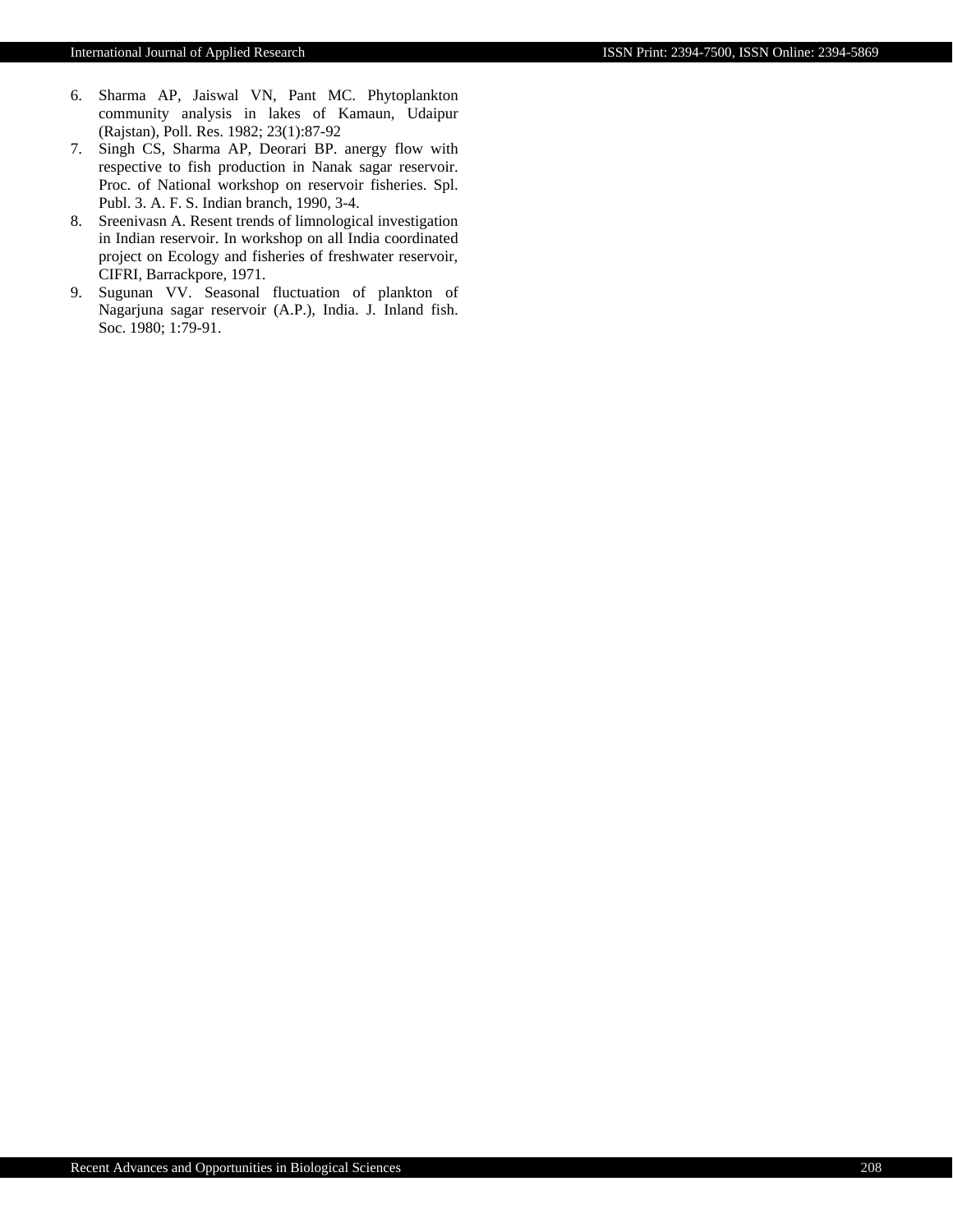6. Sharma AP, Jaiswal VN, Pant MC. Phytoplankton community analysis in lakes of Kamaun, Udaipur (Rajstan), Poll. Res. 1982; 23(1):87-92
7. Singh CS, Sharma AP, Deorari BP. anergy flow with respective to fish production in Nanak sagar reservoir. Proc. of National workshop on reservoir fisheries. Spl. Publ. 3. A. F. S. Indian branch, 1990, 3-4.
8. Sreenivasn A. Resent trends of limnological investigation in Indian reservoir. In workshop on all India coordinated project on Ecology and fisheries of freshwater reservoir, CIFRI, Barrackpore, 1971.
9. Sugunan VV. Seasonal fluctuation of plankton of Nagarjuna sagar reservoir (A.P.), India. J. Inland fish. Soc. 1980; 1:79-91.